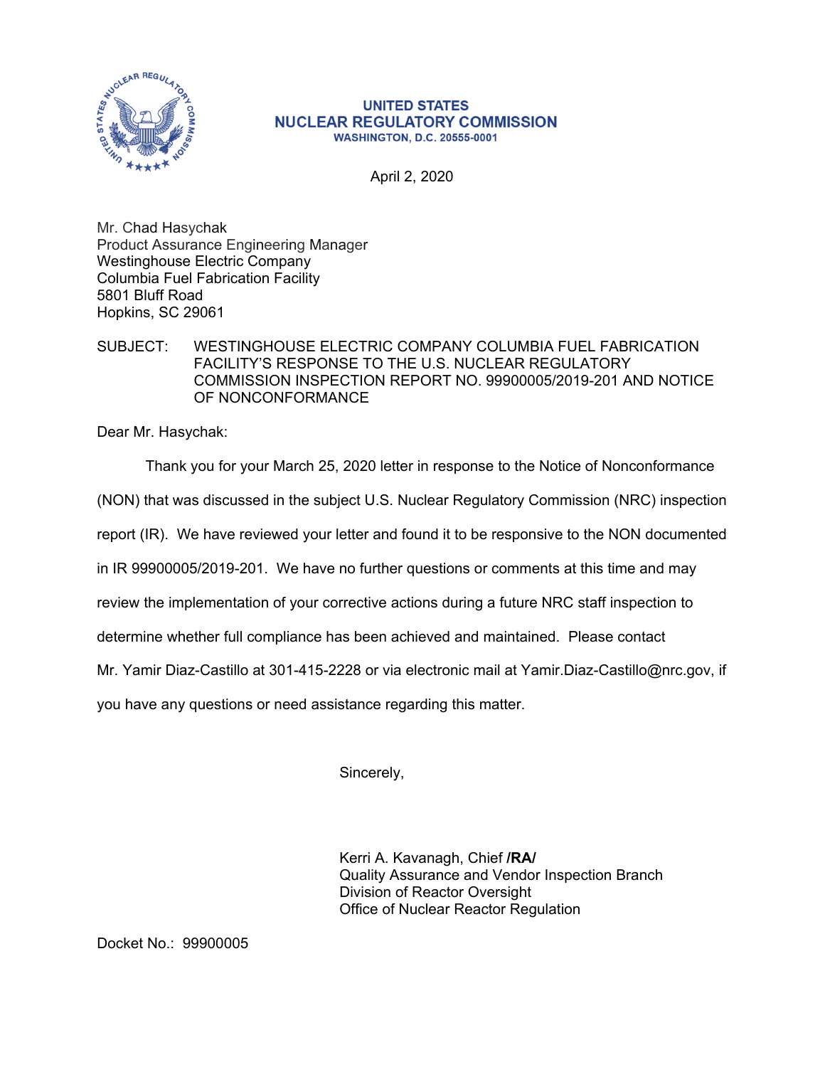**UNITED STATES**
**NUCLEAR REGULATORY COMMISSION**
**WASHINGTON, D.C. 20555-0001**

April 2, 2020

Mr. Chad Hasychak
Product Assurance Engineering Manager
Westinghouse Electric Company
Columbia Fuel Fabrication Facility
5801 Bluff Road
Hopkins, SC 29061

SUBJECT: WESTINGHOUSE ELECTRIC COMPANY COLUMBIA FUEL FABRICATION FACILITY'S RESPONSE TO THE U.S. NUCLEAR REGULATORY COMMISSION INSPECTION REPORT NO. 99900005/2019-201 AND NOTICE OF NONCONFORMANCE

Dear Mr. Hasychak:

Thank you for your March 25, 2020 letter in response to the Notice of Nonconformance (NON) that was discussed in the subject U.S. Nuclear Regulatory Commission (NRC) inspection report (IR). We have reviewed your letter and found it to be responsive to the NON documented in IR 99900005/2019-201. We have no further questions or comments at this time and may review the implementation of your corrective actions during a future NRC staff inspection to determine whether full compliance has been achieved and maintained. Please contact Mr. Yamir Diaz-Castillo at 301-415-2228 or via electronic mail at Yamir.Diaz-Castillo@nrc.gov, if you have any questions or need assistance regarding this matter.

Sincerely,

Kerri A. Kavanagh, Chief **/RA/**
Quality Assurance and Vendor Inspection Branch
Division of Reactor Oversight
Office of Nuclear Reactor Regulation

Docket No.: 99900005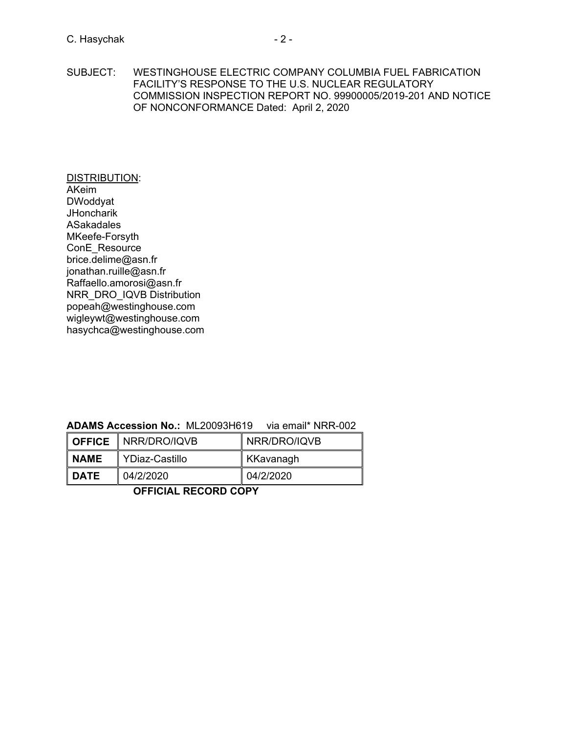SUBJECT: WESTINGHOUSE ELECTRIC COMPANY COLUMBIA FUEL FABRICATION FACILITY'S RESPONSE TO THE U.S. NUCLEAR REGULATORY COMMISSION INSPECTION REPORT NO. 99900005/2019-201 AND NOTICE OF NONCONFORMANCE Dated: April 2, 2020

DISTRIBUTION:
AKeim
DWoddyat
JHoncharik
ASakadales
MKeefe-Forsyth
ConE_Resource
brice.delime@asn.fr
jonathan.ruille@asn.fr
Raffaello.amorosi@asn.fr
NRR_DRO_IQVB Distribution
popeah@westinghouse.com
wigleywt@westinghouse.com
hasychca@westinghouse.com

**ADAMS Accession No.:** ML20093H619 via email* NRR-002

| | | |
|---|---|---|
| **OFFICE** | NRR/DRO/IQVB | NRR/DRO/IQVB |
| **NAME** | YDiaz-Castillo | KKavanagh |
| **DATE** | 04/2/2020 | 04/2/2020 |

**OFFICIAL RECORD COPY**